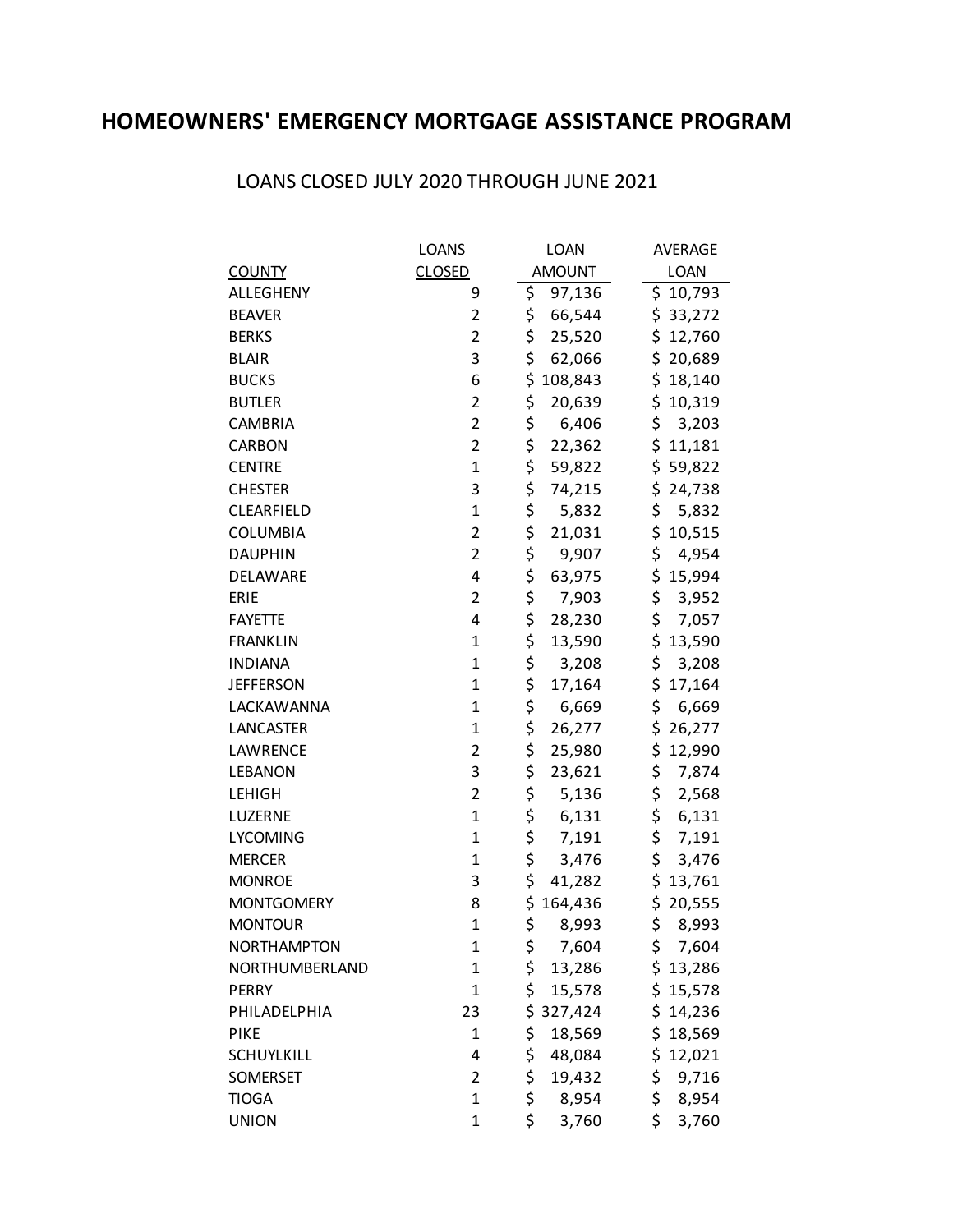# HOMEOWNERS' EMERGENCY MORTGAGE ASSISTANCE PROGRAM

LOANS CLOSED JULY 2020 THROUGH JUNE 2021

| COUNTY | LOANS CLOSED | LOAN AMOUNT | AVERAGE LOAN |
|---|---|---|---|
| ALLEGHENY | 9 | $ 97,136 | $ 10,793 |
| BEAVER | 2 | $ 66,544 | $ 33,272 |
| BERKS | 2 | $ 25,520 | $ 12,760 |
| BLAIR | 3 | $ 62,066 | $ 20,689 |
| BUCKS | 6 | $ 108,843 | $ 18,140 |
| BUTLER | 2 | $ 20,639 | $ 10,319 |
| CAMBRIA | 2 | $ 6,406 | $ 3,203 |
| CARBON | 2 | $ 22,362 | $ 11,181 |
| CENTRE | 1 | $ 59,822 | $ 59,822 |
| CHESTER | 3 | $ 74,215 | $ 24,738 |
| CLEARFIELD | 1 | $ 5,832 | $ 5,832 |
| COLUMBIA | 2 | $ 21,031 | $ 10,515 |
| DAUPHIN | 2 | $ 9,907 | $ 4,954 |
| DELAWARE | 4 | $ 63,975 | $ 15,994 |
| ERIE | 2 | $ 7,903 | $ 3,952 |
| FAYETTE | 4 | $ 28,230 | $ 7,057 |
| FRANKLIN | 1 | $ 13,590 | $ 13,590 |
| INDIANA | 1 | $ 3,208 | $ 3,208 |
| JEFFERSON | 1 | $ 17,164 | $ 17,164 |
| LACKAWANNA | 1 | $ 6,669 | $ 6,669 |
| LANCASTER | 1 | $ 26,277 | $ 26,277 |
| LAWRENCE | 2 | $ 25,980 | $ 12,990 |
| LEBANON | 3 | $ 23,621 | $ 7,874 |
| LEHIGH | 2 | $ 5,136 | $ 2,568 |
| LUZERNE | 1 | $ 6,131 | $ 6,131 |
| LYCOMING | 1 | $ 7,191 | $ 7,191 |
| MERCER | 1 | $ 3,476 | $ 3,476 |
| MONROE | 3 | $ 41,282 | $ 13,761 |
| MONTGOMERY | 8 | $ 164,436 | $ 20,555 |
| MONTOUR | 1 | $ 8,993 | $ 8,993 |
| NORTHAMPTON | 1 | $ 7,604 | $ 7,604 |
| NORTHUMBERLAND | 1 | $ 13,286 | $ 13,286 |
| PERRY | 1 | $ 15,578 | $ 15,578 |
| PHILADELPHIA | 23 | $ 327,424 | $ 14,236 |
| PIKE | 1 | $ 18,569 | $ 18,569 |
| SCHUYLKILL | 4 | $ 48,084 | $ 12,021 |
| SOMERSET | 2 | $ 19,432 | $ 9,716 |
| TIOGA | 1 | $ 8,954 | $ 8,954 |
| UNION | 1 | $ 3,760 | $ 3,760 |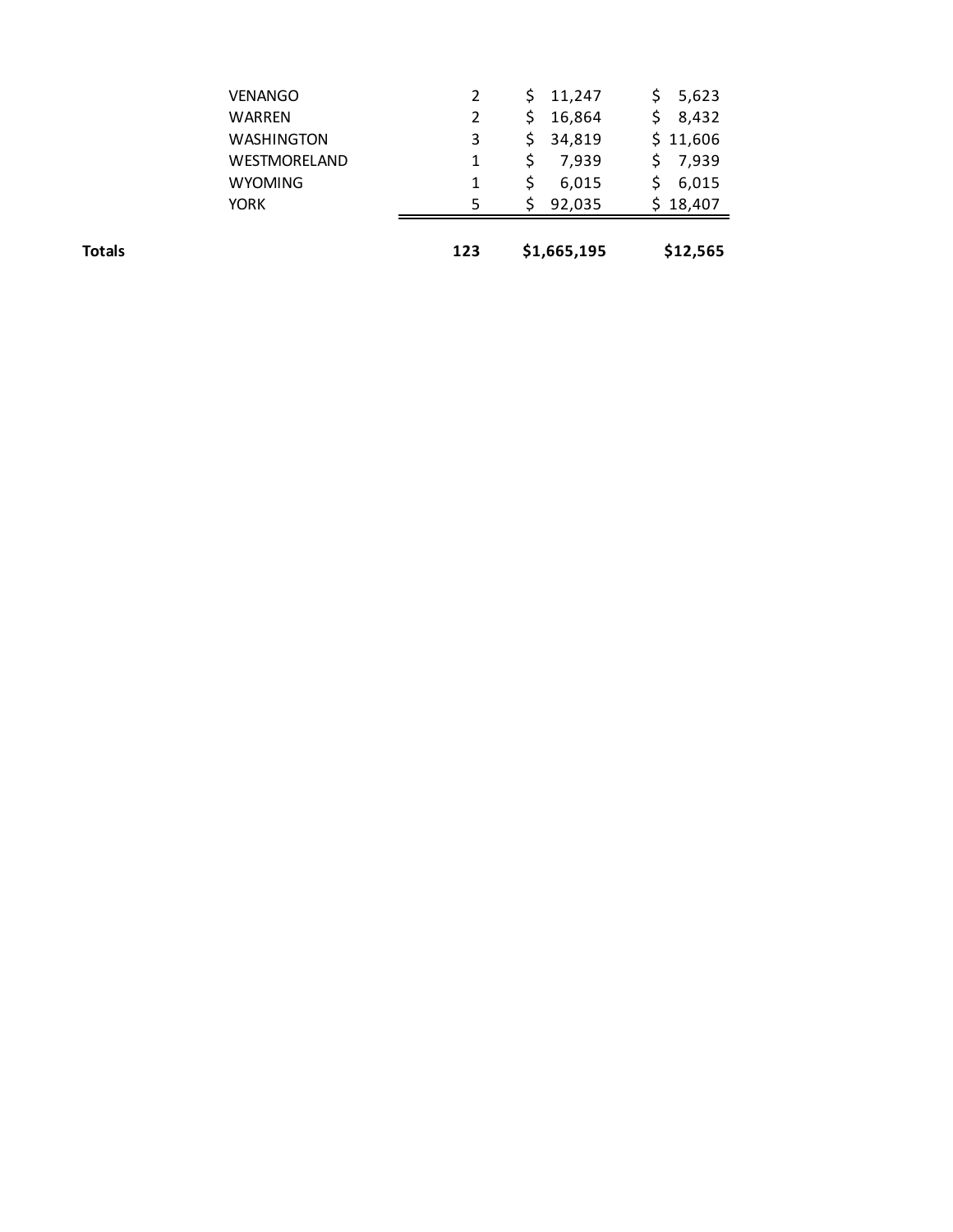| | | | | |
|---|---|---|---|---|
| | VENANGO | 2 | $ 11,247 | $ 5,623 |
| | WARREN | 2 | $ 16,864 | $ 8,432 |
| | WASHINGTON | 3 | $ 34,819 | $ 11,606 |
| | WESTMORELAND | 1 | $ 7,939 | $ 7,939 |
| | WYOMING | 1 | $ 6,015 | $ 6,015 |
| | YORK | 5 | $ 92,035 | $ 18,407 |
| **Totals** | | **123** | **$1,665,195** | **$12,565** |